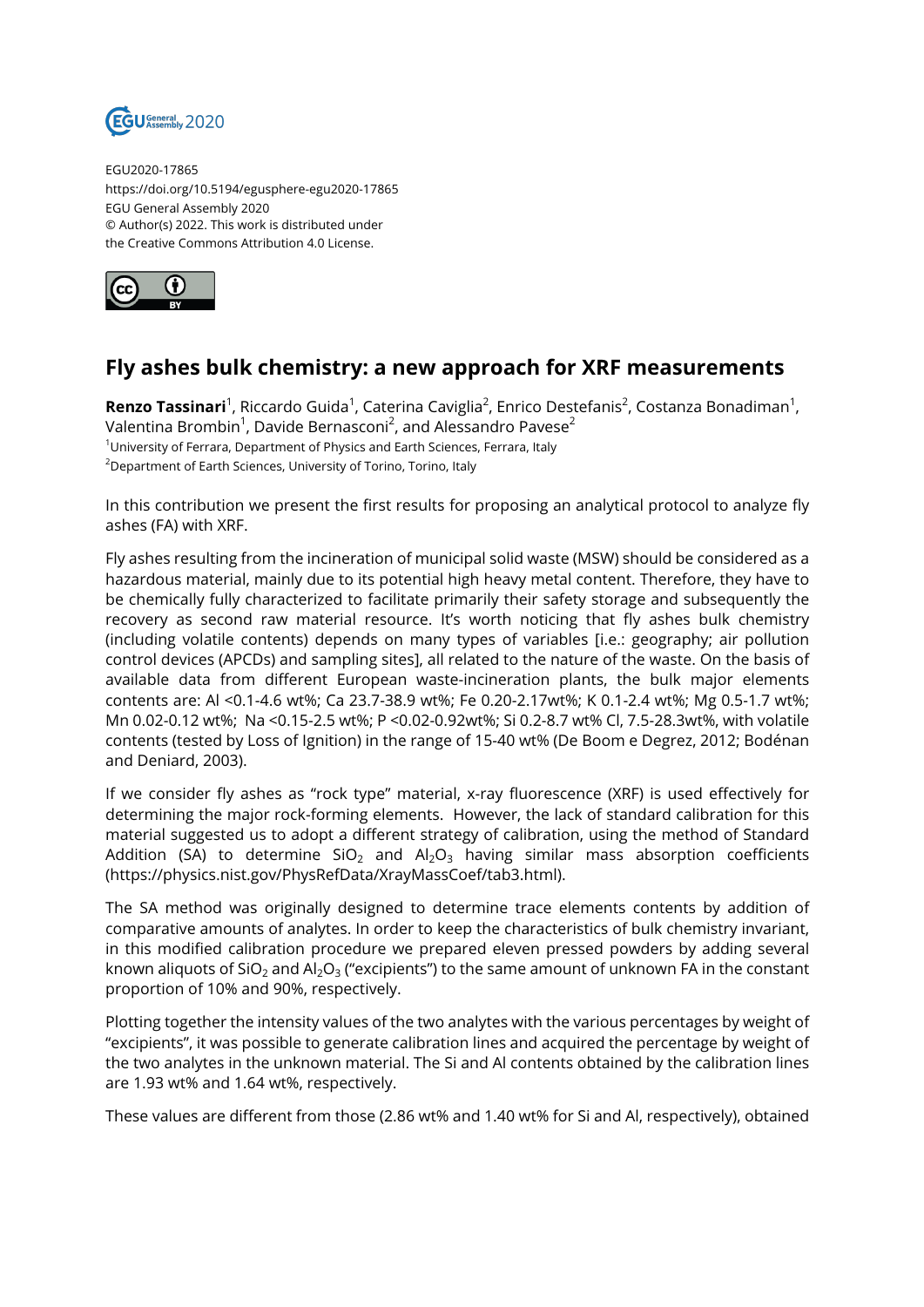EGU2020-17865
https://doi.org/10.5194/egusphere-egu2020-17865
EGU General Assembly 2020
© Author(s) 2022. This work is distributed under
the Creative Commons Attribution 4.0 License.

# Fly ashes bulk chemistry: a new approach for XRF measurements

**Renzo Tassinari**[1], Riccardo Guida[1], Caterina Caviglia[2], Enrico Destefanis[2], Costanza Bonadiman[1], Valentina Brombin[1], Davide Bernasconi[2], and Alessandro Pavese[2]

[1]University of Ferrara, Department of Physics and Earth Sciences, Ferrara, Italy
[2]Department of Earth Sciences, University of Torino, Torino, Italy

In this contribution we present the first results for proposing an analytical protocol to analyze fly ashes (FA) with XRF.

Fly ashes resulting from the incineration of municipal solid waste (MSW) should be considered as a hazardous material, mainly due to its potential high heavy metal content. Therefore, they have to be chemically fully characterized to facilitate primarily their safety storage and subsequently the recovery as second raw material resource. It's worth noticing that fly ashes bulk chemistry (including volatile contents) depends on many types of variables [i.e.: geography; air pollution control devices (APCDs) and sampling sites], all related to the nature of the waste. On the basis of available data from different European waste-incineration plants, the bulk major elements contents are: Al <0.1-4.6 wt%; Ca 23.7-38.9 wt%; Fe 0.20-2.17wt%; K 0.1-2.4 wt%; Mg 0.5-1.7 wt%; Mn 0.02-0.12 wt%; Na <0.15-2.5 wt%; P <0.02-0.92wt%; Si 0.2-8.7 wt% Cl, 7.5-28.3wt%, with volatile contents (tested by Loss of Ignition) in the range of 15-40 wt% (De Boom e Degrez, 2012; Bodénan and Deniard, 2003).

If we consider fly ashes as "rock type" material, x-ray fluorescence (XRF) is used effectively for determining the major rock-forming elements. However, the lack of standard calibration for this material suggested us to adopt a different strategy of calibration, using the method of Standard Addition (SA) to determine $SiO_2$ and $Al_2O_3$ having similar mass absorption coefficients (https://physics.nist.gov/PhysRefData/XrayMassCoef/tab3.html).

The SA method was originally designed to determine trace elements contents by addition of comparative amounts of analytes. In order to keep the characteristics of bulk chemistry invariant, in this modified calibration procedure we prepared eleven pressed powders by adding several known aliquots of $SiO_2$ and $Al_2O_3$ ("excipients") to the same amount of unknown FA in the constant proportion of 10% and 90%, respectively.

Plotting together the intensity values of the two analytes with the various percentages by weight of "excipients", it was possible to generate calibration lines and acquired the percentage by weight of the two analytes in the unknown material. The Si and Al contents obtained by the calibration lines are 1.93 wt% and 1.64 wt%, respectively.

These values are different from those (2.86 wt% and 1.40 wt% for Si and Al, respectively), obtained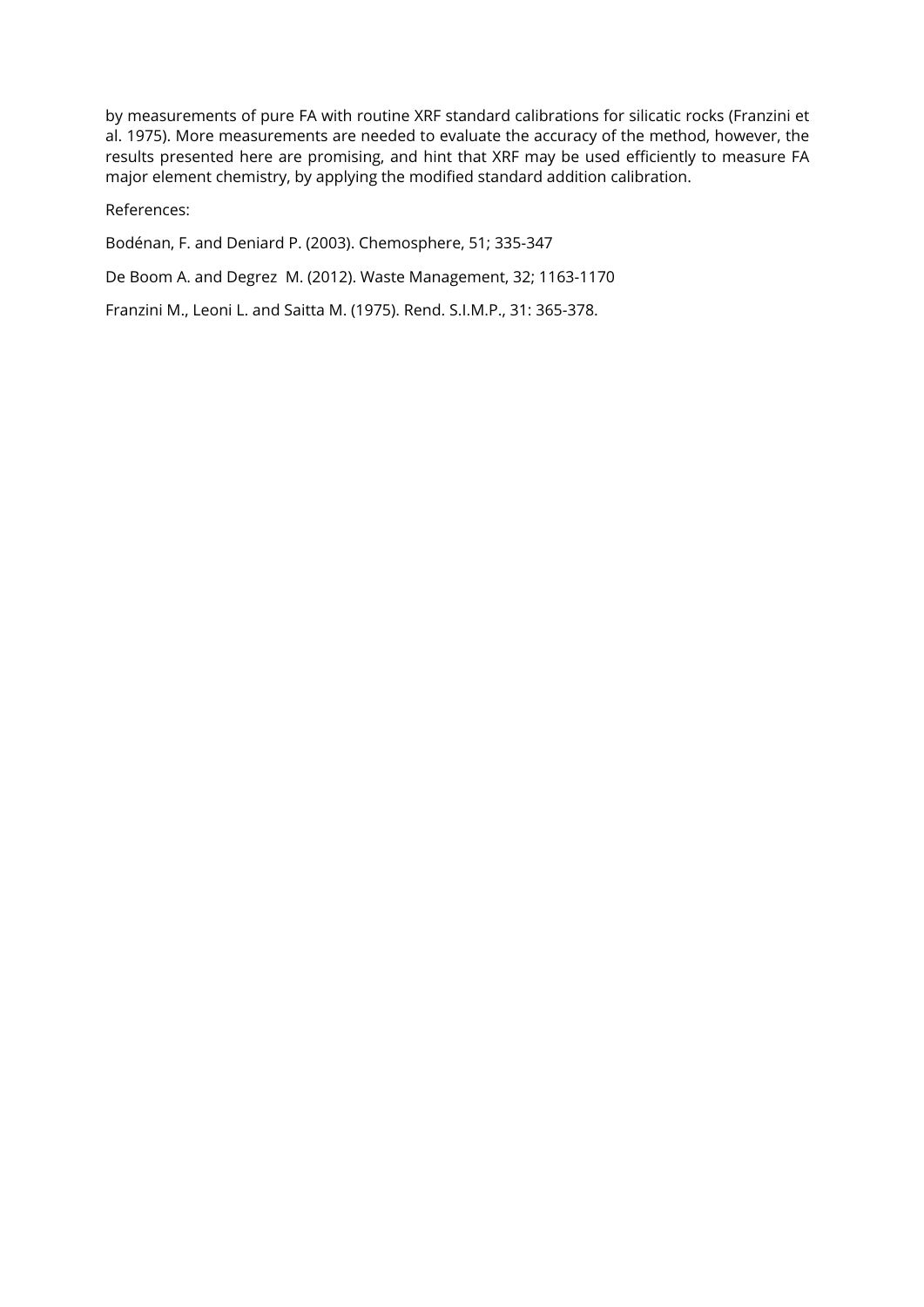by measurements of pure FA with routine XRF standard calibrations for silicatic rocks (Franzini et al. 1975). More measurements are needed to evaluate the accuracy of the method, however, the results presented here are promising, and hint that XRF may be used efficiently to measure FA major element chemistry, by applying the modified standard addition calibration.

References:

Bodénan, F. and Deniard P. (2003). Chemosphere, 51; 335-347

De Boom A. and Degrez M. (2012). Waste Management, 32; 1163-1170

Franzini M., Leoni L. and Saitta M. (1975). Rend. S.I.M.P., 31: 365-378.